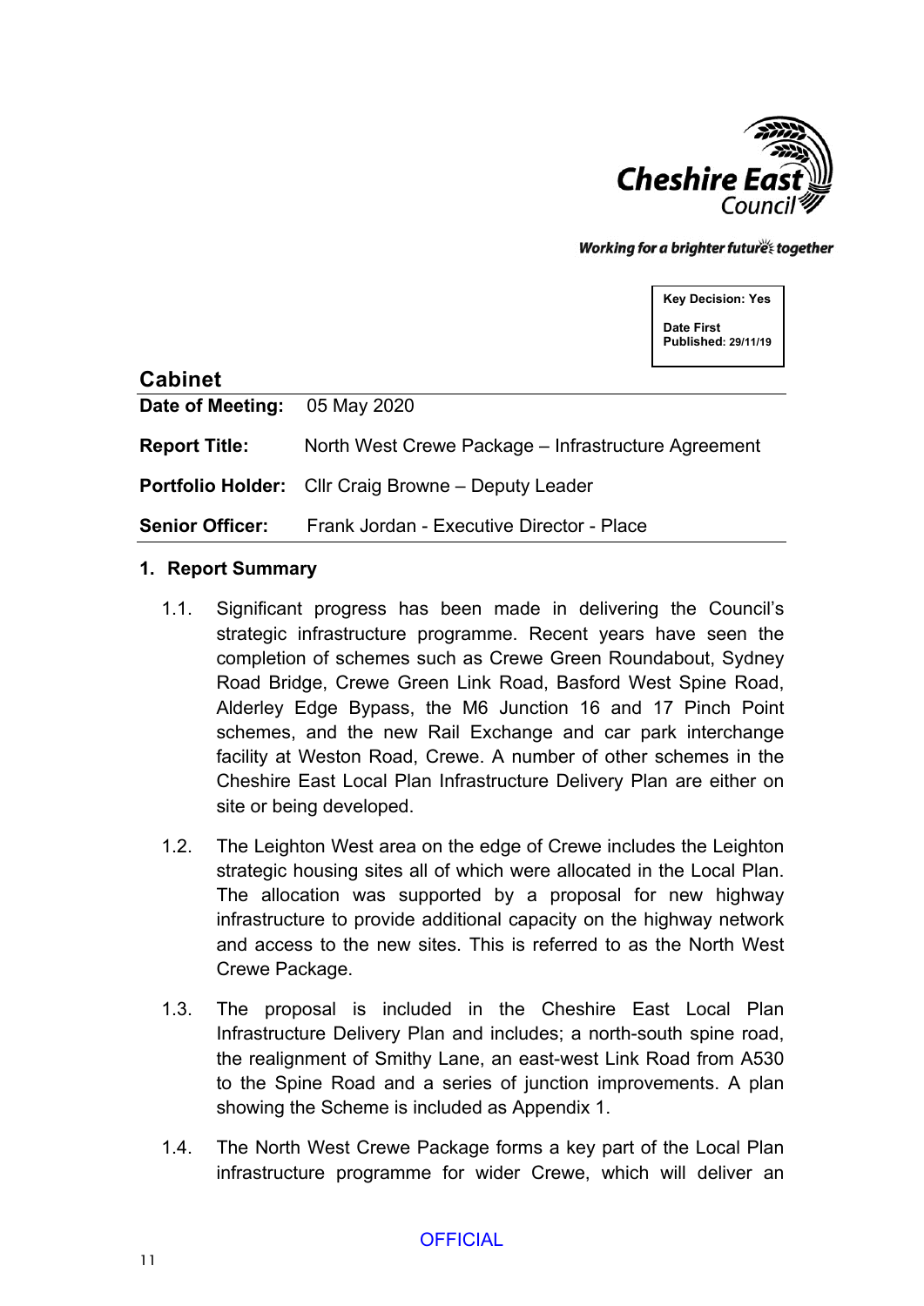Working for a brighter future together

| **Key Decision:** Yes |
|---|
| **Date First Published:** 29/11/19 |

## Cabinet

| | |
|---|---|
| **Date of Meeting:** | 05 May 2020 |
| **Report Title:** | North West Crewe Package – Infrastructure Agreement |
| **Portfolio Holder:** | Cllr Craig Browne – Deputy Leader |
| **Senior Officer:** | Frank Jordan - Executive Director - Place |

### 1. Report Summary

1.1. Significant progress has been made in delivering the Council's strategic infrastructure programme. Recent years have seen the completion of schemes such as Crewe Green Roundabout, Sydney Road Bridge, Crewe Green Link Road, Basford West Spine Road, Alderley Edge Bypass, the M6 Junction 16 and 17 Pinch Point schemes, and the new Rail Exchange and car park interchange facility at Weston Road, Crewe. A number of other schemes in the Cheshire East Local Plan Infrastructure Delivery Plan are either on site or being developed.

1.2. The Leighton West area on the edge of Crewe includes the Leighton strategic housing sites all of which were allocated in the Local Plan. The allocation was supported by a proposal for new highway infrastructure to provide additional capacity on the highway network and access to the new sites. This is referred to as the North West Crewe Package.

1.3. The proposal is included in the Cheshire East Local Plan Infrastructure Delivery Plan and includes; a north-south spine road, the realignment of Smithy Lane, an east-west Link Road from A530 to the Spine Road and a series of junction improvements. A plan showing the Scheme is included as Appendix 1.

1.4. The North West Crewe Package forms a key part of the Local Plan infrastructure programme for wider Crewe, which will deliver an

OFFICIAL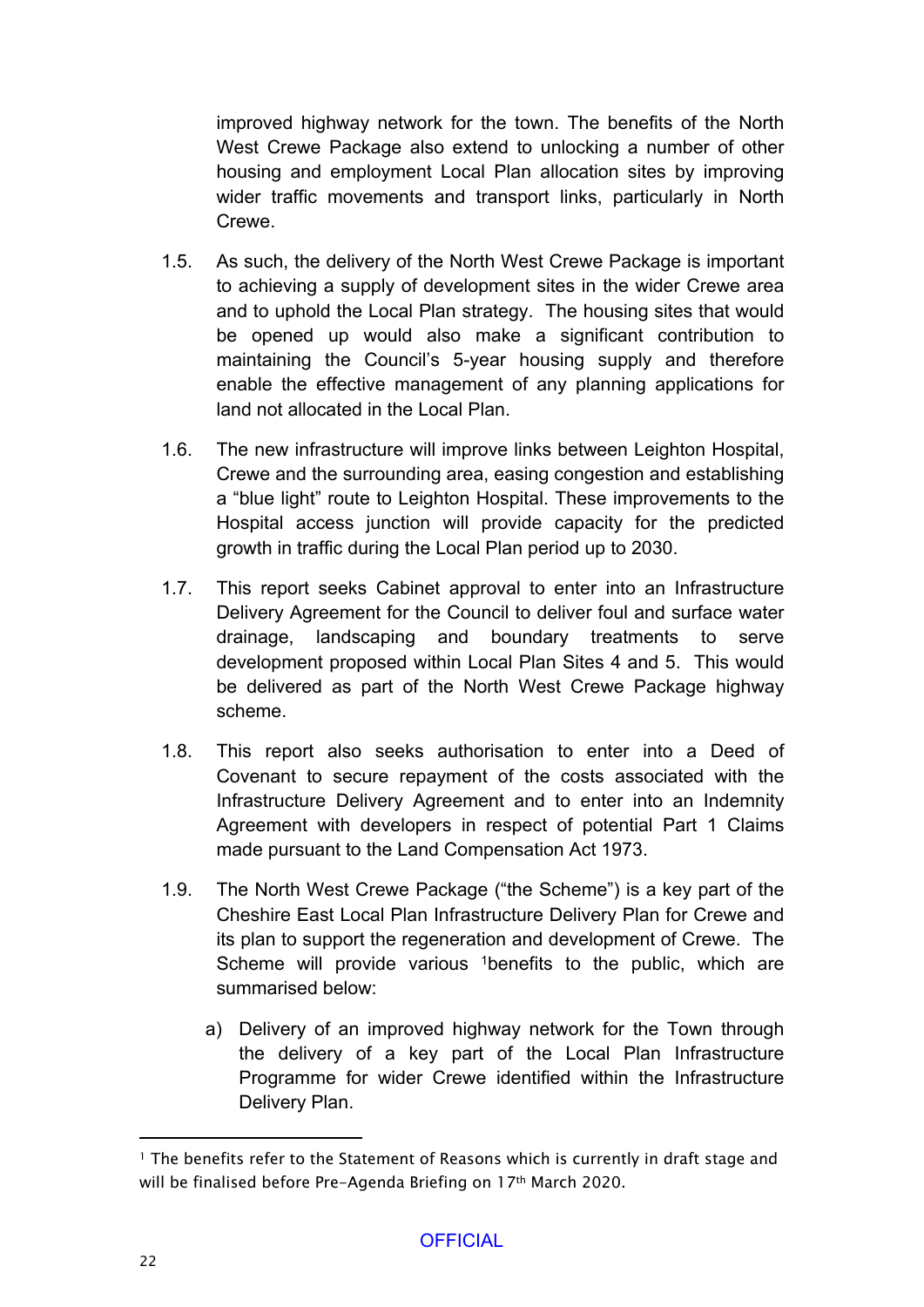improved highway network for the town. The benefits of the North West Crewe Package also extend to unlocking a number of other housing and employment Local Plan allocation sites by improving wider traffic movements and transport links, particularly in North Crewe.

1.5. As such, the delivery of the North West Crewe Package is important to achieving a supply of development sites in the wider Crewe area and to uphold the Local Plan strategy. The housing sites that would be opened up would also make a significant contribution to maintaining the Council's 5-year housing supply and therefore enable the effective management of any planning applications for land not allocated in the Local Plan.

1.6. The new infrastructure will improve links between Leighton Hospital, Crewe and the surrounding area, easing congestion and establishing a "blue light" route to Leighton Hospital. These improvements to the Hospital access junction will provide capacity for the predicted growth in traffic during the Local Plan period up to 2030.

1.7. This report seeks Cabinet approval to enter into an Infrastructure Delivery Agreement for the Council to deliver foul and surface water drainage, landscaping and boundary treatments to serve development proposed within Local Plan Sites 4 and 5. This would be delivered as part of the North West Crewe Package highway scheme.

1.8. This report also seeks authorisation to enter into a Deed of Covenant to secure repayment of the costs associated with the Infrastructure Delivery Agreement and to enter into an Indemnity Agreement with developers in respect of potential Part 1 Claims made pursuant to the Land Compensation Act 1973.

1.9. The North West Crewe Package ("the Scheme") is a key part of the Cheshire East Local Plan Infrastructure Delivery Plan for Crewe and its plan to support the regeneration and development of Crewe. The Scheme will provide various [1]benefits to the public, which are summarised below:

   a) Delivery of an improved highway network for the Town through the delivery of a key part of the Local Plan Infrastructure Programme for wider Crewe identified within the Infrastructure Delivery Plan.

[1] The benefits refer to the Statement of Reasons which is currently in draft stage and will be finalised before Pre-Agenda Briefing on 17th March 2020.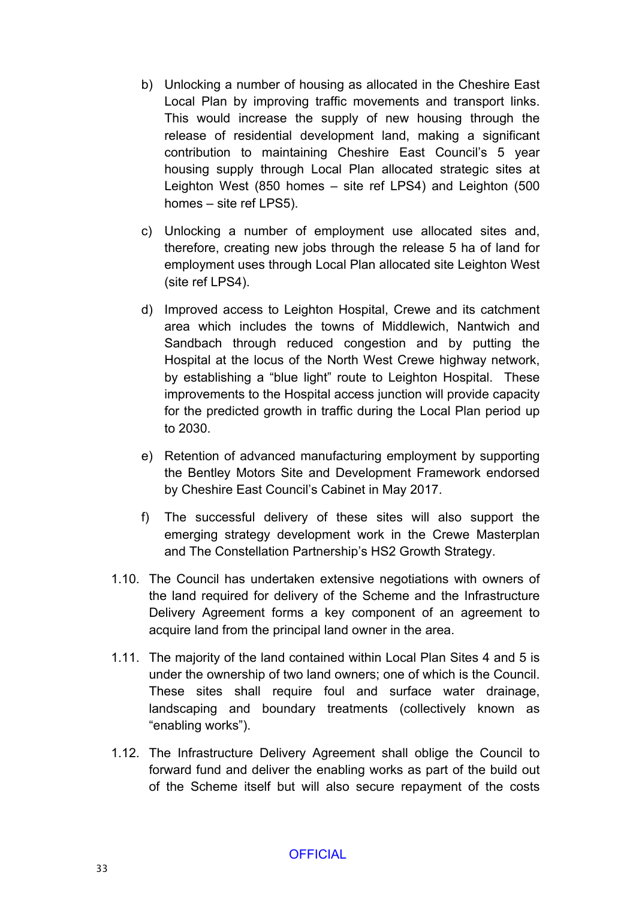b) Unlocking a number of housing as allocated in the Cheshire East Local Plan by improving traffic movements and transport links. This would increase the supply of new housing through the release of residential development land, making a significant contribution to maintaining Cheshire East Council's 5 year housing supply through Local Plan allocated strategic sites at Leighton West (850 homes – site ref LPS4) and Leighton (500 homes – site ref LPS5).

c) Unlocking a number of employment use allocated sites and, therefore, creating new jobs through the release 5 ha of land for employment uses through Local Plan allocated site Leighton West (site ref LPS4).

d) Improved access to Leighton Hospital, Crewe and its catchment area which includes the towns of Middlewich, Nantwich and Sandbach through reduced congestion and by putting the Hospital at the locus of the North West Crewe highway network, by establishing a "blue light" route to Leighton Hospital. These improvements to the Hospital access junction will provide capacity for the predicted growth in traffic during the Local Plan period up to 2030.

e) Retention of advanced manufacturing employment by supporting the Bentley Motors Site and Development Framework endorsed by Cheshire East Council's Cabinet in May 2017.

f) The successful delivery of these sites will also support the emerging strategy development work in the Crewe Masterplan and The Constellation Partnership's HS2 Growth Strategy.

1.10. The Council has undertaken extensive negotiations with owners of the land required for delivery of the Scheme and the Infrastructure Delivery Agreement forms a key component of an agreement to acquire land from the principal land owner in the area.

1.11. The majority of the land contained within Local Plan Sites 4 and 5 is under the ownership of two land owners; one of which is the Council. These sites shall require foul and surface water drainage, landscaping and boundary treatments (collectively known as "enabling works").

1.12. The Infrastructure Delivery Agreement shall oblige the Council to forward fund and deliver the enabling works as part of the build out of the Scheme itself but will also secure repayment of the costs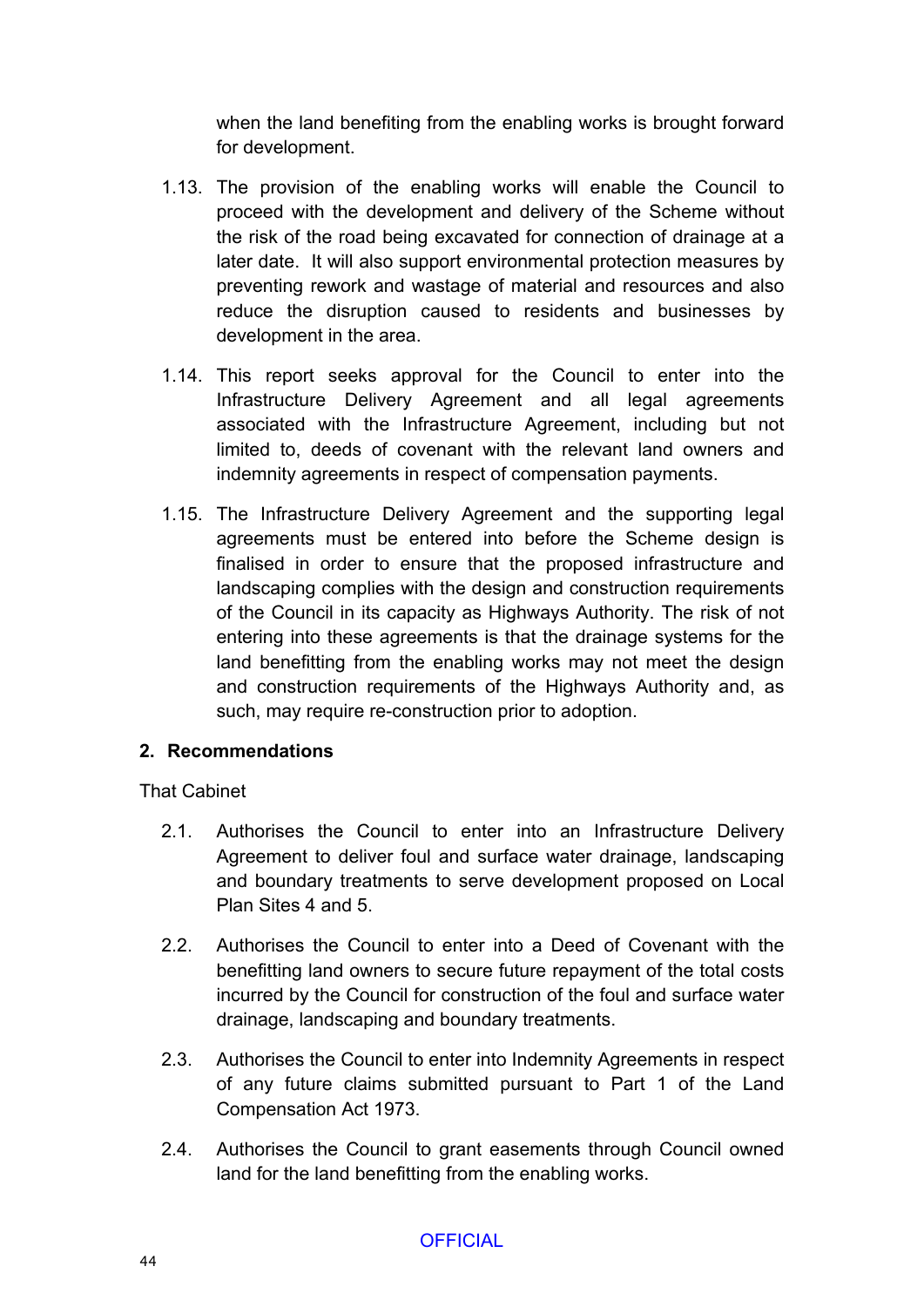when the land benefiting from the enabling works is brought forward for development.

1.13. The provision of the enabling works will enable the Council to proceed with the development and delivery of the Scheme without the risk of the road being excavated for connection of drainage at a later date. It will also support environmental protection measures by preventing rework and wastage of material and resources and also reduce the disruption caused to residents and businesses by development in the area.

1.14. This report seeks approval for the Council to enter into the Infrastructure Delivery Agreement and all legal agreements associated with the Infrastructure Agreement, including but not limited to, deeds of covenant with the relevant land owners and indemnity agreements in respect of compensation payments.

1.15. The Infrastructure Delivery Agreement and the supporting legal agreements must be entered into before the Scheme design is finalised in order to ensure that the proposed infrastructure and landscaping complies with the design and construction requirements of the Council in its capacity as Highways Authority. The risk of not entering into these agreements is that the drainage systems for the land benefitting from the enabling works may not meet the design and construction requirements of the Highways Authority and, as such, may require re-construction prior to adoption.

## 2. Recommendations

That Cabinet

2.1. Authorises the Council to enter into an Infrastructure Delivery Agreement to deliver foul and surface water drainage, landscaping and boundary treatments to serve development proposed on Local Plan Sites 4 and 5.

2.2. Authorises the Council to enter into a Deed of Covenant with the benefitting land owners to secure future repayment of the total costs incurred by the Council for construction of the foul and surface water drainage, landscaping and boundary treatments.

2.3. Authorises the Council to enter into Indemnity Agreements in respect of any future claims submitted pursuant to Part 1 of the Land Compensation Act 1973.

2.4. Authorises the Council to grant easements through Council owned land for the land benefitting from the enabling works.

OFFICIAL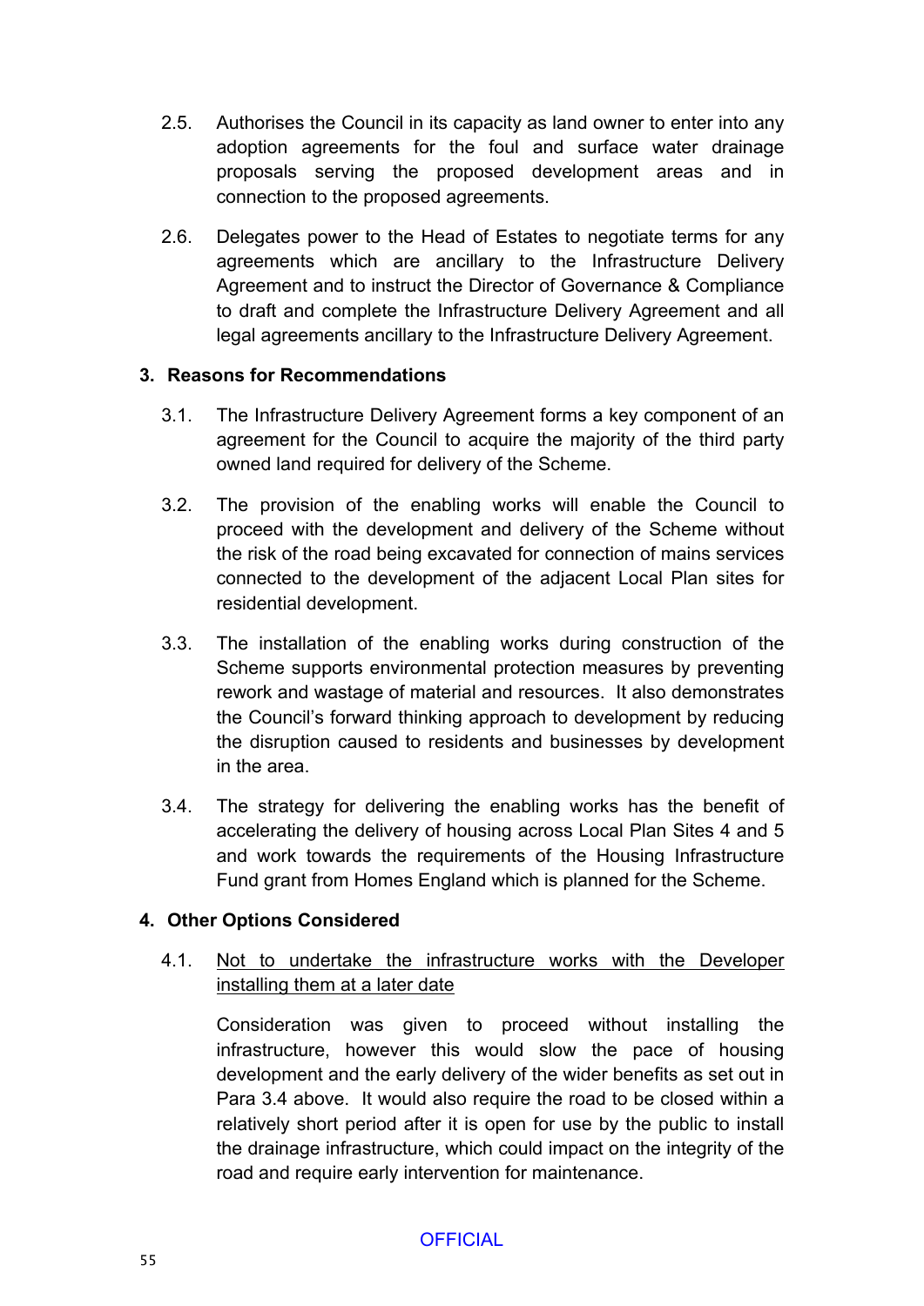2.5. Authorises the Council in its capacity as land owner to enter into any adoption agreements for the foul and surface water drainage proposals serving the proposed development areas and in connection to the proposed agreements.

2.6. Delegates power to the Head of Estates to negotiate terms for any agreements which are ancillary to the Infrastructure Delivery Agreement and to instruct the Director of Governance & Compliance to draft and complete the Infrastructure Delivery Agreement and all legal agreements ancillary to the Infrastructure Delivery Agreement.

## 3. Reasons for Recommendations

3.1. The Infrastructure Delivery Agreement forms a key component of an agreement for the Council to acquire the majority of the third party owned land required for delivery of the Scheme.

3.2. The provision of the enabling works will enable the Council to proceed with the development and delivery of the Scheme without the risk of the road being excavated for connection of mains services connected to the development of the adjacent Local Plan sites for residential development.

3.3. The installation of the enabling works during construction of the Scheme supports environmental protection measures by preventing rework and wastage of material and resources. It also demonstrates the Council's forward thinking approach to development by reducing the disruption caused to residents and businesses by development in the area.

3.4. The strategy for delivering the enabling works has the benefit of accelerating the delivery of housing across Local Plan Sites 4 and 5 and work towards the requirements of the Housing Infrastructure Fund grant from Homes England which is planned for the Scheme.

## 4. Other Options Considered

4.1. <u>Not to undertake the infrastructure works with the Developer installing them at a later date</u>

Consideration was given to proceed without installing the infrastructure, however this would slow the pace of housing development and the early delivery of the wider benefits as set out in Para 3.4 above. It would also require the road to be closed within a relatively short period after it is open for use by the public to install the drainage infrastructure, which could impact on the integrity of the road and require early intervention for maintenance.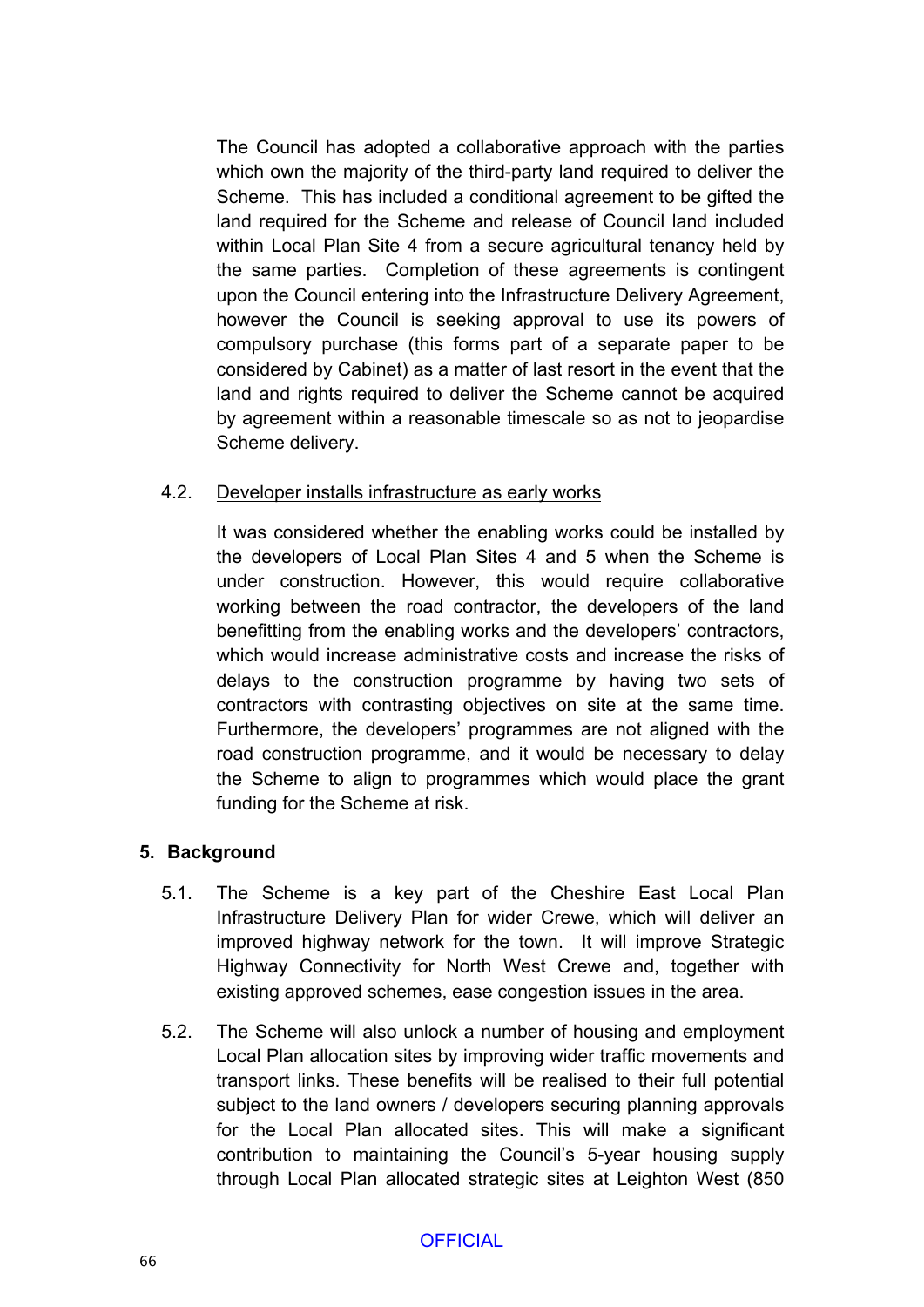The Council has adopted a collaborative approach with the parties which own the majority of the third-party land required to deliver the Scheme. This has included a conditional agreement to be gifted the land required for the Scheme and release of Council land included within Local Plan Site 4 from a secure agricultural tenancy held by the same parties. Completion of these agreements is contingent upon the Council entering into the Infrastructure Delivery Agreement, however the Council is seeking approval to use its powers of compulsory purchase (this forms part of a separate paper to be considered by Cabinet) as a matter of last resort in the event that the land and rights required to deliver the Scheme cannot be acquired by agreement within a reasonable timescale so as not to jeopardise Scheme delivery.

4.2. <u>Developer installs infrastructure as early works</u>

It was considered whether the enabling works could be installed by the developers of Local Plan Sites 4 and 5 when the Scheme is under construction. However, this would require collaborative working between the road contractor, the developers of the land benefitting from the enabling works and the developers' contractors, which would increase administrative costs and increase the risks of delays to the construction programme by having two sets of contractors with contrasting objectives on site at the same time. Furthermore, the developers' programmes are not aligned with the road construction programme, and it would be necessary to delay the Scheme to align to programmes which would place the grant funding for the Scheme at risk.

## 5. Background

5.1. The Scheme is a key part of the Cheshire East Local Plan Infrastructure Delivery Plan for wider Crewe, which will deliver an improved highway network for the town. It will improve Strategic Highway Connectivity for North West Crewe and, together with existing approved schemes, ease congestion issues in the area.

5.2. The Scheme will also unlock a number of housing and employment Local Plan allocation sites by improving wider traffic movements and transport links. These benefits will be realised to their full potential subject to the land owners / developers securing planning approvals for the Local Plan allocated sites. This will make a significant contribution to maintaining the Council's 5-year housing supply through Local Plan allocated strategic sites at Leighton West (850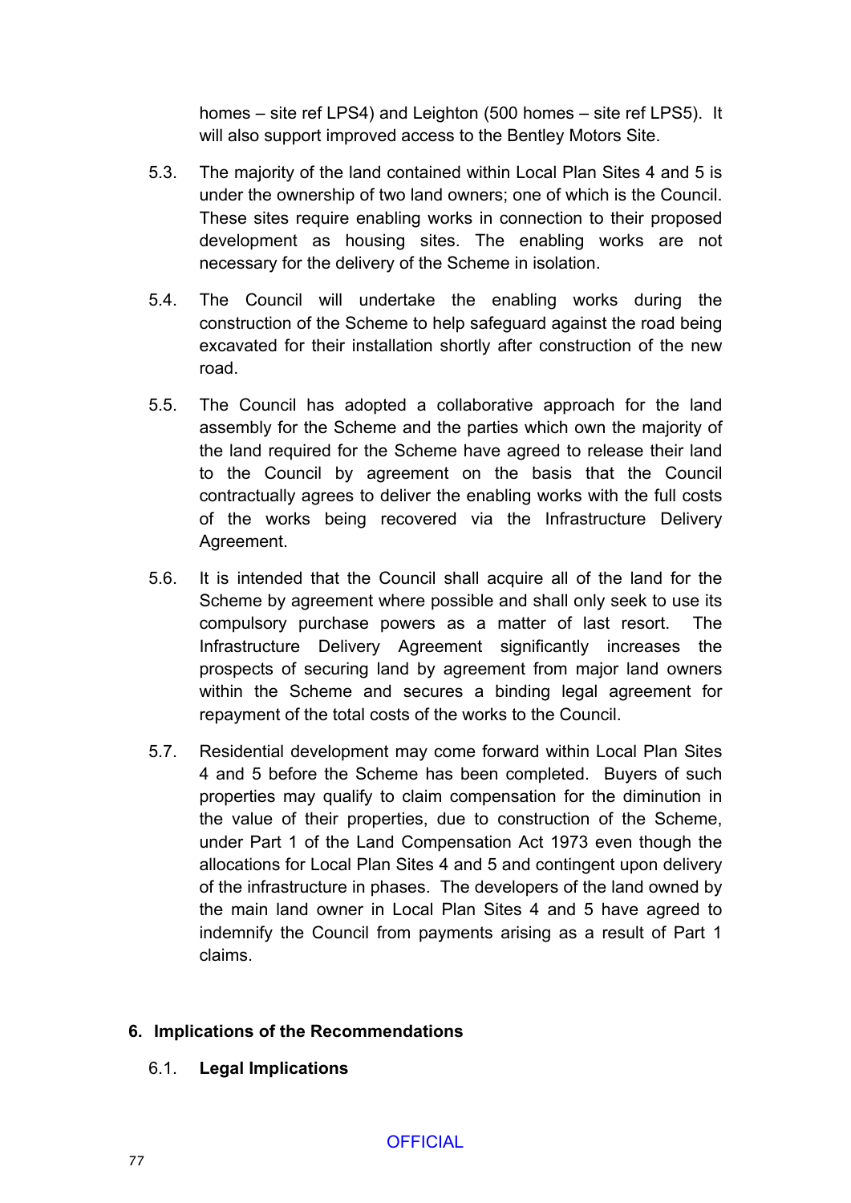homes – site ref LPS4) and Leighton (500 homes – site ref LPS5). It will also support improved access to the Bentley Motors Site.

5.3. The majority of the land contained within Local Plan Sites 4 and 5 is under the ownership of two land owners; one of which is the Council. These sites require enabling works in connection to their proposed development as housing sites. The enabling works are not necessary for the delivery of the Scheme in isolation.

5.4. The Council will undertake the enabling works during the construction of the Scheme to help safeguard against the road being excavated for their installation shortly after construction of the new road.

5.5. The Council has adopted a collaborative approach for the land assembly for the Scheme and the parties which own the majority of the land required for the Scheme have agreed to release their land to the Council by agreement on the basis that the Council contractually agrees to deliver the enabling works with the full costs of the works being recovered via the Infrastructure Delivery Agreement.

5.6. It is intended that the Council shall acquire all of the land for the Scheme by agreement where possible and shall only seek to use its compulsory purchase powers as a matter of last resort. The Infrastructure Delivery Agreement significantly increases the prospects of securing land by agreement from major land owners within the Scheme and secures a binding legal agreement for repayment of the total costs of the works to the Council.

5.7. Residential development may come forward within Local Plan Sites 4 and 5 before the Scheme has been completed. Buyers of such properties may qualify to claim compensation for the diminution in the value of their properties, due to construction of the Scheme, under Part 1 of the Land Compensation Act 1973 even though the allocations for Local Plan Sites 4 and 5 and contingent upon delivery of the infrastructure in phases. The developers of the land owned by the main land owner in Local Plan Sites 4 and 5 have agreed to indemnify the Council from payments arising as a result of Part 1 claims.

## 6. Implications of the Recommendations

### 6.1. Legal Implications

OFFICIAL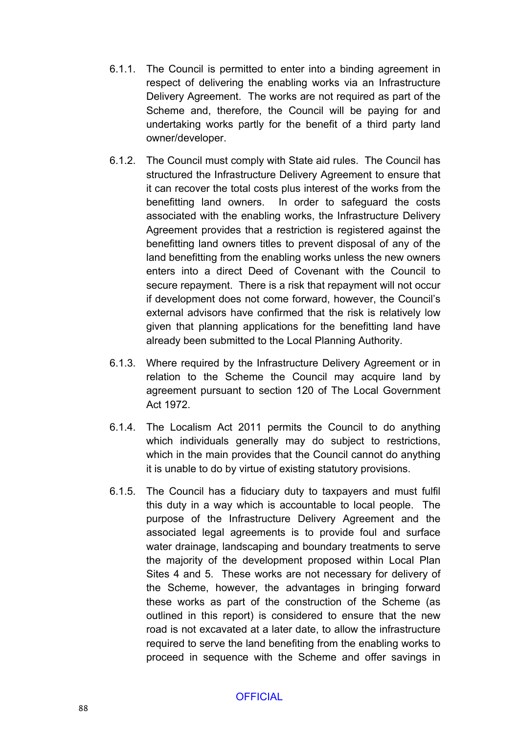6.1.1. The Council is permitted to enter into a binding agreement in respect of delivering the enabling works via an Infrastructure Delivery Agreement. The works are not required as part of the Scheme and, therefore, the Council will be paying for and undertaking works partly for the benefit of a third party land owner/developer.

6.1.2. The Council must comply with State aid rules. The Council has structured the Infrastructure Delivery Agreement to ensure that it can recover the total costs plus interest of the works from the benefitting land owners. In order to safeguard the costs associated with the enabling works, the Infrastructure Delivery Agreement provides that a restriction is registered against the benefitting land owners titles to prevent disposal of any of the land benefitting from the enabling works unless the new owners enters into a direct Deed of Covenant with the Council to secure repayment. There is a risk that repayment will not occur if development does not come forward, however, the Council's external advisors have confirmed that the risk is relatively low given that planning applications for the benefitting land have already been submitted to the Local Planning Authority.

6.1.3. Where required by the Infrastructure Delivery Agreement or in relation to the Scheme the Council may acquire land by agreement pursuant to section 120 of The Local Government Act 1972.

6.1.4. The Localism Act 2011 permits the Council to do anything which individuals generally may do subject to restrictions, which in the main provides that the Council cannot do anything it is unable to do by virtue of existing statutory provisions.

6.1.5. The Council has a fiduciary duty to taxpayers and must fulfil this duty in a way which is accountable to local people. The purpose of the Infrastructure Delivery Agreement and the associated legal agreements is to provide foul and surface water drainage, landscaping and boundary treatments to serve the majority of the development proposed within Local Plan Sites 4 and 5. These works are not necessary for delivery of the Scheme, however, the advantages in bringing forward these works as part of the construction of the Scheme (as outlined in this report) is considered to ensure that the new road is not excavated at a later date, to allow the infrastructure required to serve the land benefiting from the enabling works to proceed in sequence with the Scheme and offer savings in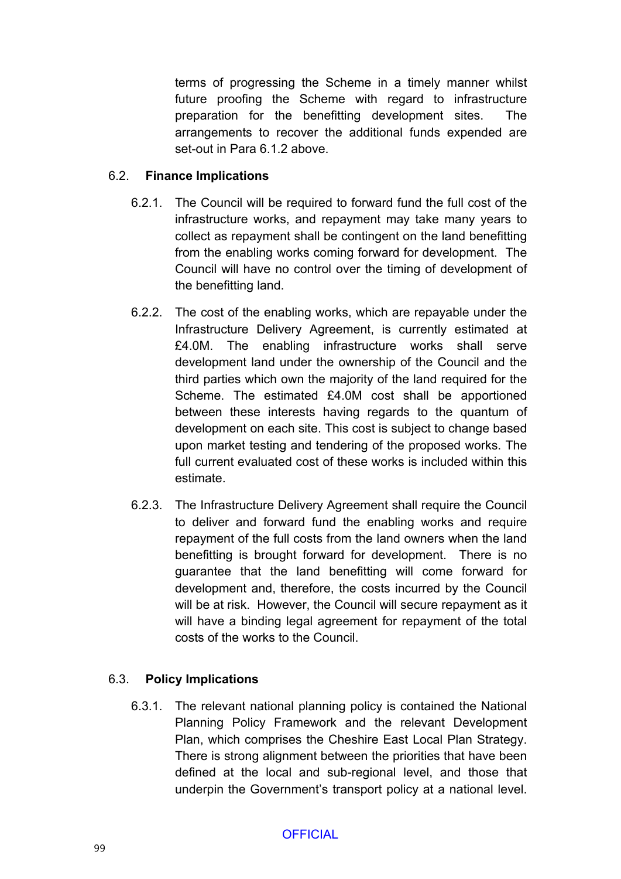terms of progressing the Scheme in a timely manner whilst future proofing the Scheme with regard to infrastructure preparation for the benefitting development sites. The arrangements to recover the additional funds expended are set-out in Para 6.1.2 above.

## 6.2. Finance Implications

6.2.1. The Council will be required to forward fund the full cost of the infrastructure works, and repayment may take many years to collect as repayment shall be contingent on the land benefitting from the enabling works coming forward for development. The Council will have no control over the timing of development of the benefitting land.

6.2.2. The cost of the enabling works, which are repayable under the Infrastructure Delivery Agreement, is currently estimated at £4.0M. The enabling infrastructure works shall serve development land under the ownership of the Council and the third parties which own the majority of the land required for the Scheme. The estimated £4.0M cost shall be apportioned between these interests having regards to the quantum of development on each site. This cost is subject to change based upon market testing and tendering of the proposed works. The full current evaluated cost of these works is included within this estimate.

6.2.3. The Infrastructure Delivery Agreement shall require the Council to deliver and forward fund the enabling works and require repayment of the full costs from the land owners when the land benefitting is brought forward for development. There is no guarantee that the land benefitting will come forward for development and, therefore, the costs incurred by the Council will be at risk. However, the Council will secure repayment as it will have a binding legal agreement for repayment of the total costs of the works to the Council.

## 6.3. Policy Implications

6.3.1. The relevant national planning policy is contained the National Planning Policy Framework and the relevant Development Plan, which comprises the Cheshire East Local Plan Strategy. There is strong alignment between the priorities that have been defined at the local and sub-regional level, and those that underpin the Government's transport policy at a national level.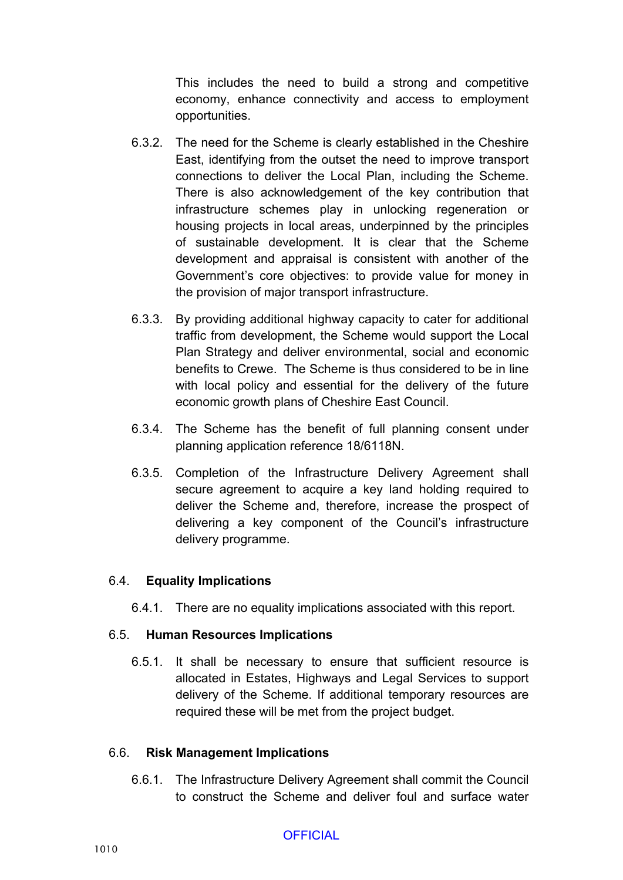This includes the need to build a strong and competitive economy, enhance connectivity and access to employment opportunities.

6.3.2. The need for the Scheme is clearly established in the Cheshire East, identifying from the outset the need to improve transport connections to deliver the Local Plan, including the Scheme. There is also acknowledgement of the key contribution that infrastructure schemes play in unlocking regeneration or housing projects in local areas, underpinned by the principles of sustainable development. It is clear that the Scheme development and appraisal is consistent with another of the Government's core objectives: to provide value for money in the provision of major transport infrastructure.

6.3.3. By providing additional highway capacity to cater for additional traffic from development, the Scheme would support the Local Plan Strategy and deliver environmental, social and economic benefits to Crewe. The Scheme is thus considered to be in line with local policy and essential for the delivery of the future economic growth plans of Cheshire East Council.

6.3.4. The Scheme has the benefit of full planning consent under planning application reference 18/6118N.

6.3.5. Completion of the Infrastructure Delivery Agreement shall secure agreement to acquire a key land holding required to deliver the Scheme and, therefore, increase the prospect of delivering a key component of the Council's infrastructure delivery programme.

## 6.4. Equality Implications

6.4.1. There are no equality implications associated with this report.

## 6.5. Human Resources Implications

6.5.1. It shall be necessary to ensure that sufficient resource is allocated in Estates, Highways and Legal Services to support delivery of the Scheme. If additional temporary resources are required these will be met from the project budget.

## 6.6. Risk Management Implications

6.6.1. The Infrastructure Delivery Agreement shall commit the Council to construct the Scheme and deliver foul and surface water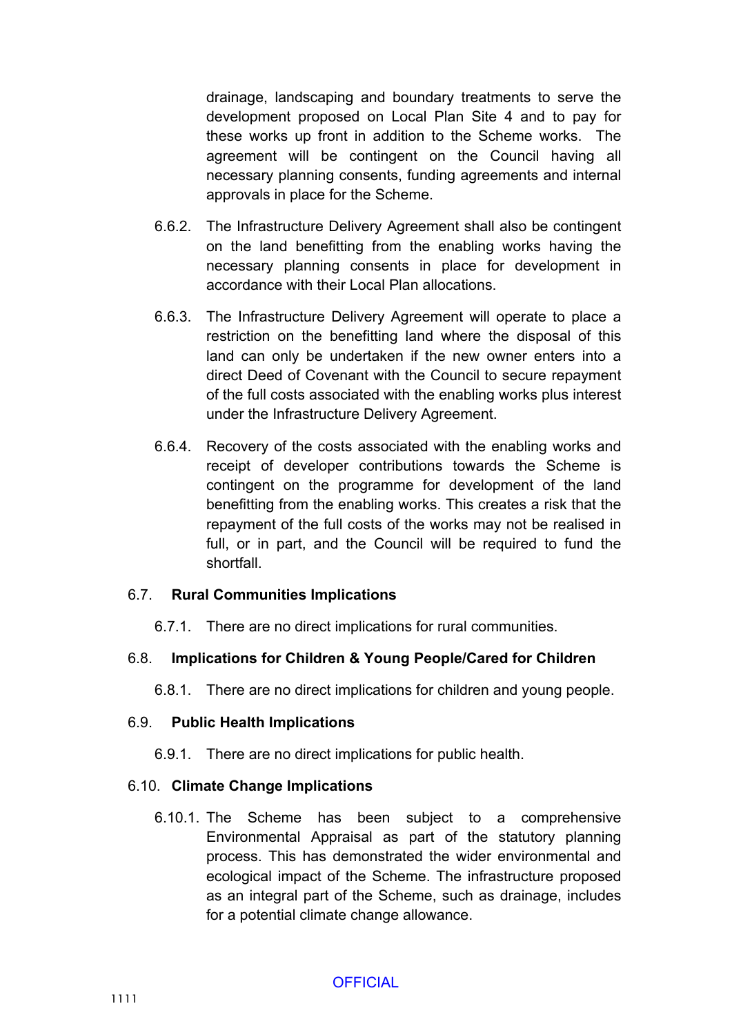drainage, landscaping and boundary treatments to serve the development proposed on Local Plan Site 4 and to pay for these works up front in addition to the Scheme works. The agreement will be contingent on the Council having all necessary planning consents, funding agreements and internal approvals in place for the Scheme.

6.6.2. The Infrastructure Delivery Agreement shall also be contingent on the land benefitting from the enabling works having the necessary planning consents in place for development in accordance with their Local Plan allocations.

6.6.3. The Infrastructure Delivery Agreement will operate to place a restriction on the benefitting land where the disposal of this land can only be undertaken if the new owner enters into a direct Deed of Covenant with the Council to secure repayment of the full costs associated with the enabling works plus interest under the Infrastructure Delivery Agreement.

6.6.4. Recovery of the costs associated with the enabling works and receipt of developer contributions towards the Scheme is contingent on the programme for development of the land benefitting from the enabling works. This creates a risk that the repayment of the full costs of the works may not be realised in full, or in part, and the Council will be required to fund the shortfall.

### 6.7. Rural Communities Implications

6.7.1. There are no direct implications for rural communities.

### 6.8. Implications for Children & Young People/Cared for Children

6.8.1. There are no direct implications for children and young people.

### 6.9. Public Health Implications

6.9.1. There are no direct implications for public health.

### 6.10. Climate Change Implications

6.10.1. The Scheme has been subject to a comprehensive Environmental Appraisal as part of the statutory planning process. This has demonstrated the wider environmental and ecological impact of the Scheme. The infrastructure proposed as an integral part of the Scheme, such as drainage, includes for a potential climate change allowance.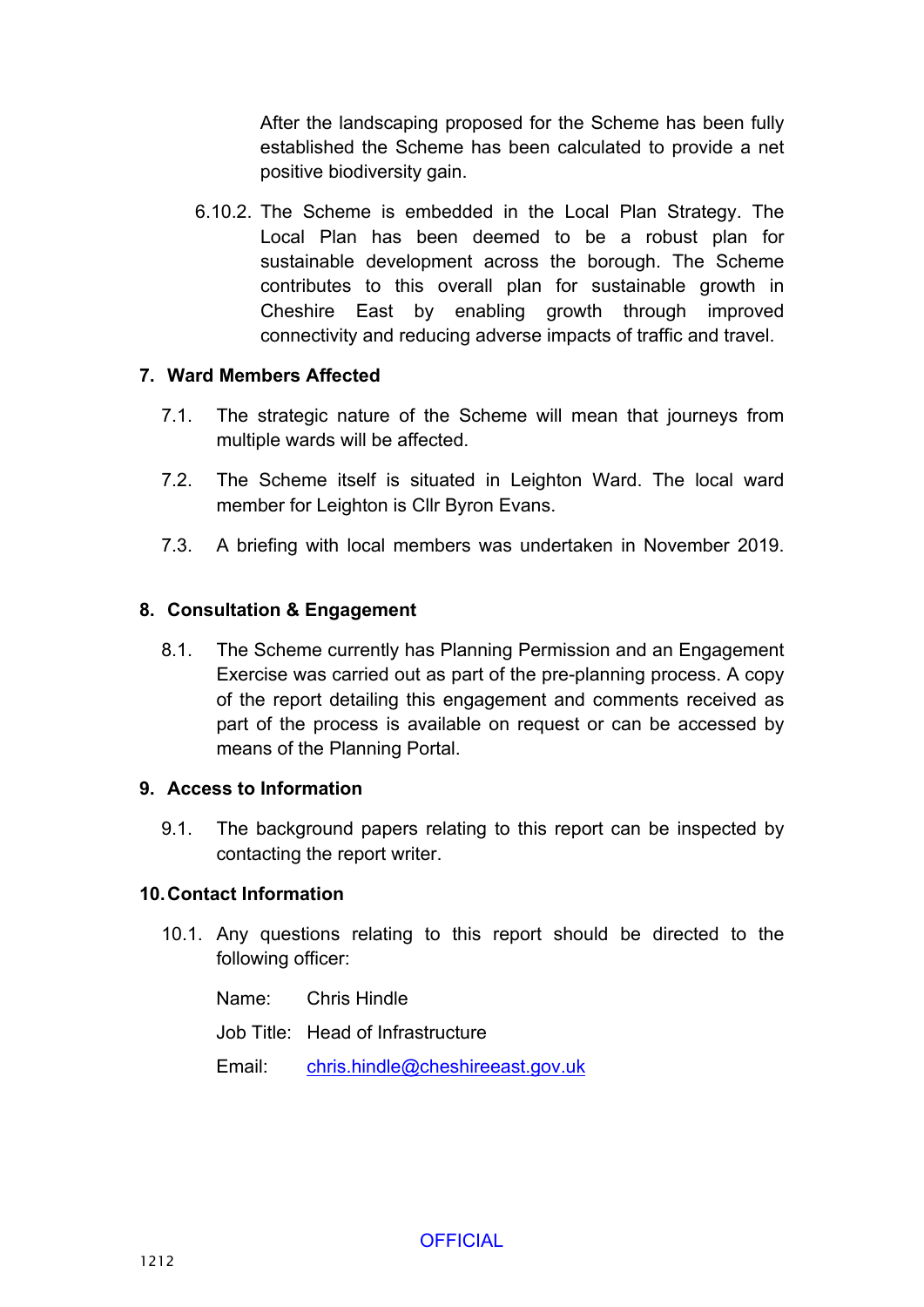After the landscaping proposed for the Scheme has been fully established the Scheme has been calculated to provide a net positive biodiversity gain.

6.10.2. The Scheme is embedded in the Local Plan Strategy. The Local Plan has been deemed to be a robust plan for sustainable development across the borough. The Scheme contributes to this overall plan for sustainable growth in Cheshire East by enabling growth through improved connectivity and reducing adverse impacts of traffic and travel.

## 7. Ward Members Affected

7.1. The strategic nature of the Scheme will mean that journeys from multiple wards will be affected.

7.2. The Scheme itself is situated in Leighton Ward. The local ward member for Leighton is Cllr Byron Evans.

7.3. A briefing with local members was undertaken in November 2019.

## 8. Consultation & Engagement

8.1. The Scheme currently has Planning Permission and an Engagement Exercise was carried out as part of the pre-planning process. A copy of the report detailing this engagement and comments received as part of the process is available on request or can be accessed by means of the Planning Portal.

## 9. Access to Information

9.1. The background papers relating to this report can be inspected by contacting the report writer.

## 10. Contact Information

10.1. Any questions relating to this report should be directed to the following officer:

Name: Chris Hindle

Job Title: Head of Infrastructure

Email: chris.hindle@cheshireeast.gov.uk

OFFICIAL